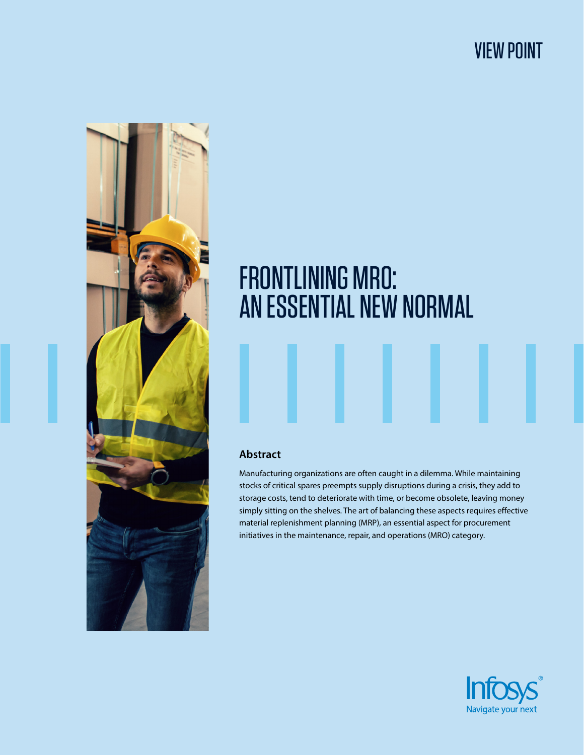VIEW POINT

# FRONTLINING MRO: AN ESSENTIAL NEW NORMAL

## Abstract

Manufacturing organizations are often caught in a dilemma. While maintaining stocks of critical spares preempts supply disruptions during a crisis, they add to storage costs, tend to deteriorate with time, or become obsolete, leaving money simply sitting on the shelves. The art of balancing these aspects requires effective material replenishment planning (MRP), an essential aspect for procurement initiatives in the maintenance, repair, and operations (MRO) category.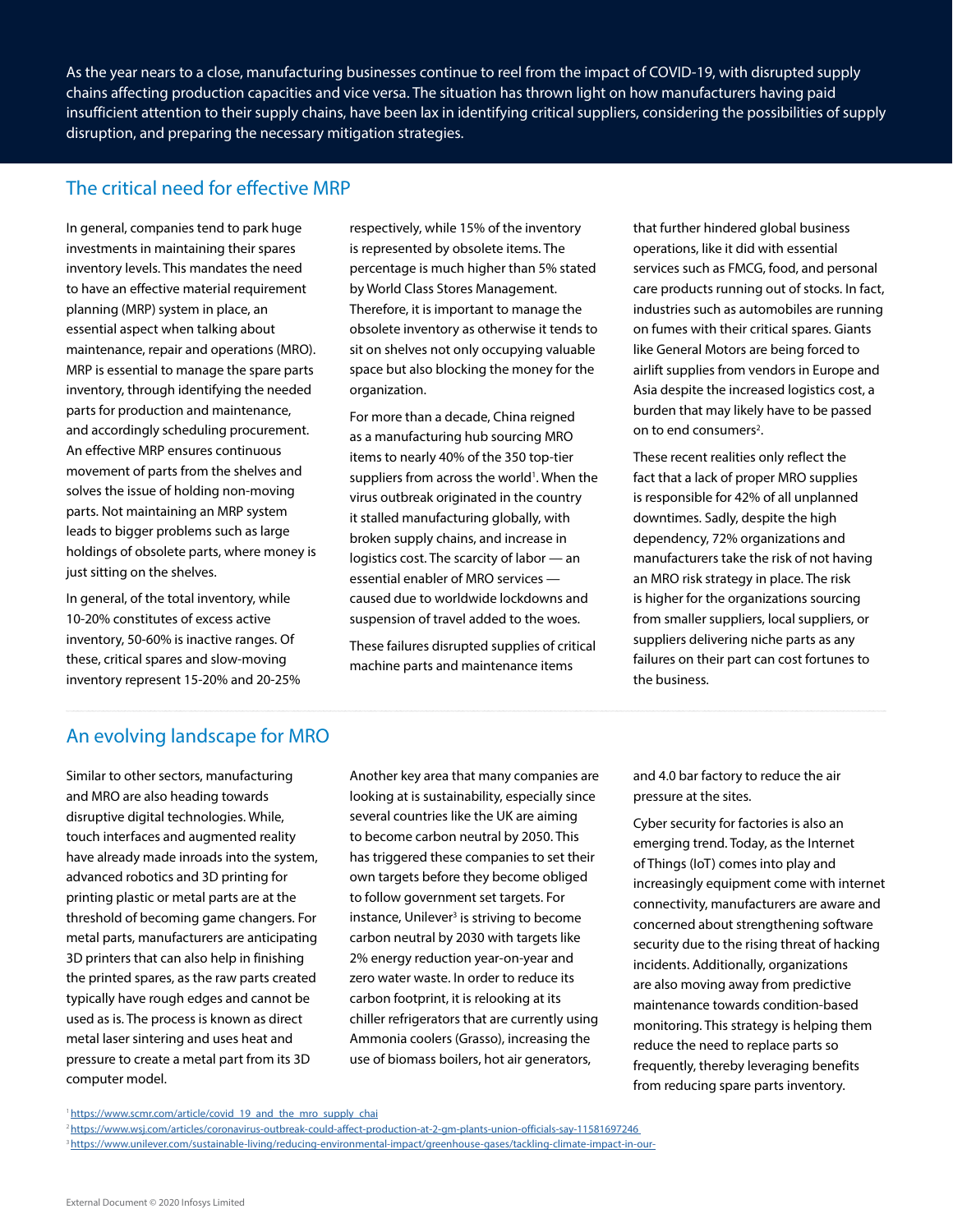As the year nears to a close, manufacturing businesses continue to reel from the impact of COVID-19, with disrupted supply chains affecting production capacities and vice versa. The situation has thrown light on how manufacturers having paid insufficient attention to their supply chains, have been lax in identifying critical suppliers, considering the possibilities of supply disruption, and preparing the necessary mitigation strategies.

## The critical need for effective MRP

In general, companies tend to park huge investments in maintaining their spares inventory levels. This mandates the need to have an effective material requirement planning (MRP) system in place, an essential aspect when talking about maintenance, repair and operations (MRO). MRP is essential to manage the spare parts inventory, through identifying the needed parts for production and maintenance, and accordingly scheduling procurement. An effective MRP ensures continuous movement of parts from the shelves and solves the issue of holding non-moving parts. Not maintaining an MRP system leads to bigger problems such as large holdings of obsolete parts, where money is just sitting on the shelves.

In general, of the total inventory, while 10-20% constitutes of excess active inventory, 50-60% is inactive ranges. Of these, critical spares and slow-moving inventory represent 15-20% and 20-25% respectively, while 15% of the inventory is represented by obsolete items. The percentage is much higher than 5% stated by World Class Stores Management. Therefore, it is important to manage the obsolete inventory as otherwise it tends to sit on shelves not only occupying valuable space but also blocking the money for the organization.

For more than a decade, China reigned as a manufacturing hub sourcing MRO items to nearly 40% of the 350 top-tier suppliers from across the world[1]. When the virus outbreak originated in the country it stalled manufacturing globally, with broken supply chains, and increase in logistics cost. The scarcity of labor — an essential enabler of MRO services — caused due to worldwide lockdowns and suspension of travel added to the woes.

These failures disrupted supplies of critical machine parts and maintenance items that further hindered global business operations, like it did with essential services such as FMCG, food, and personal care products running out of stocks. In fact, industries such as automobiles are running on fumes with their critical spares. Giants like General Motors are being forced to airlift supplies from vendors in Europe and Asia despite the increased logistics cost, a burden that may likely have to be passed on to end consumers[2].

These recent realities only reflect the fact that a lack of proper MRO supplies is responsible for 42% of all unplanned downtimes. Sadly, despite the high dependency, 72% organizations and manufacturers take the risk of not having an MRO risk strategy in place. The risk is higher for the organizations sourcing from smaller suppliers, local suppliers, or suppliers delivering niche parts as any failures on their part can cost fortunes to the business.

## An evolving landscape for MRO

Similar to other sectors, manufacturing and MRO are also heading towards disruptive digital technologies. While, touch interfaces and augmented reality have already made inroads into the system, advanced robotics and 3D printing for printing plastic or metal parts are at the threshold of becoming game changers. For metal parts, manufacturers are anticipating 3D printers that can also help in finishing the printed spares, as the raw parts created typically have rough edges and cannot be used as is. The process is known as direct metal laser sintering and uses heat and pressure to create a metal part from its 3D computer model.

Another key area that many companies are looking at is sustainability, especially since several countries like the UK are aiming to become carbon neutral by 2050. This has triggered these companies to set their own targets before they become obliged to follow government set targets. For instance, Unilever[3] is striving to become carbon neutral by 2030 with targets like 2% energy reduction year-on-year and zero water waste. In order to reduce its carbon footprint, it is relooking at its chiller refrigerators that are currently using Ammonia coolers (Grasso), increasing the use of biomass boilers, hot air generators, and 4.0 bar factory to reduce the air pressure at the sites.

Cyber security for factories is also an emerging trend. Today, as the Internet of Things (IoT) comes into play and increasingly equipment come with internet connectivity, manufacturers are aware and concerned about strengthening software security due to the rising threat of hacking incidents. Additionally, organizations are also moving away from predictive maintenance towards condition-based monitoring. This strategy is helping them reduce the need to replace parts so frequently, thereby leveraging benefits from reducing spare parts inventory.

[1] https://www.scmr.com/article/covid_19_and_the_mro_supply_chai

[2] https://www.wsj.com/articles/coronavirus-outbreak-could-affect-production-at-2-gm-plants-union-officials-say-11581697246

[3] https://www.unilever.com/sustainable-living/reducing-environmental-impact/greenhouse-gases/tackling-climate-impact-in-our-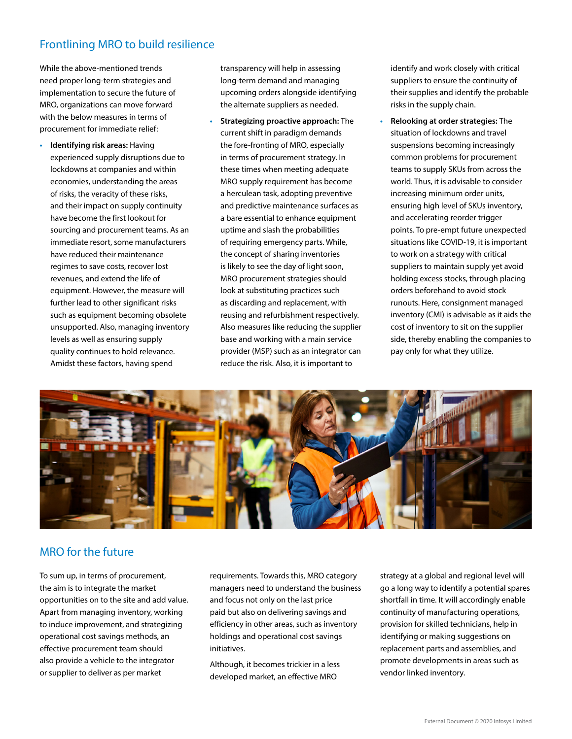## Frontlining MRO to build resilience

While the above-mentioned trends need proper long-term strategies and implementation to secure the future of MRO, organizations can move forward with the below measures in terms of procurement for immediate relief:

- **Identifying risk areas:** Having experienced supply disruptions due to lockdowns at companies and within economies, understanding the areas of risks, the veracity of these risks, and their impact on supply continuity have become the first lookout for sourcing and procurement teams. As an immediate resort, some manufacturers have reduced their maintenance regimes to save costs, recover lost revenues, and extend the life of equipment. However, the measure will further lead to other significant risks such as equipment becoming obsolete unsupported. Also, managing inventory levels as well as ensuring supply quality continues to hold relevance. Amidst these factors, having spend transparency will help in assessing long-term demand and managing upcoming orders alongside identifying the alternate suppliers as needed.
- **Strategizing proactive approach:** The current shift in paradigm demands the fore-fronting of MRO, especially in terms of procurement strategy. In these times when meeting adequate MRO supply requirement has become a herculean task, adopting preventive and predictive maintenance surfaces as a bare essential to enhance equipment uptime and slash the probabilities of requiring emergency parts. While, the concept of sharing inventories is likely to see the day of light soon, MRO procurement strategies should look at substituting practices such as discarding and replacement, with reusing and refurbishment respectively. Also measures like reducing the supplier base and working with a main service provider (MSP) such as an integrator can reduce the risk. Also, it is important to identify and work closely with critical suppliers to ensure the continuity of their supplies and identify the probable risks in the supply chain.
- **Relooking at order strategies:** The situation of lockdowns and travel suspensions becoming increasingly common problems for procurement teams to supply SKUs from across the world. Thus, it is advisable to consider increasing minimum order units, ensuring high level of SKUs inventory, and accelerating reorder trigger points. To pre-empt future unexpected situations like COVID-19, it is important to work on a strategy with critical suppliers to maintain supply yet avoid holding excess stocks, through placing orders beforehand to avoid stock runouts. Here, consignment managed inventory (CMI) is advisable as it aids the cost of inventory to sit on the supplier side, thereby enabling the companies to pay only for what they utilize.

## MRO for the future

To sum up, in terms of procurement, the aim is to integrate the market opportunities on to the site and add value. Apart from managing inventory, working to induce improvement, and strategizing operational cost savings methods, an effective procurement team should also provide a vehicle to the integrator or supplier to deliver as per market requirements. Towards this, MRO category managers need to understand the business and focus not only on the last price paid but also on delivering savings and efficiency in other areas, such as inventory holdings and operational cost savings initiatives.

Although, it becomes trickier in a less developed market, an effective MRO strategy at a global and regional level will go a long way to identify a potential spares shortfall in time. It will accordingly enable continuity of manufacturing operations, provision for skilled technicians, help in identifying or making suggestions on replacement parts and assemblies, and promote developments in areas such as vendor linked inventory.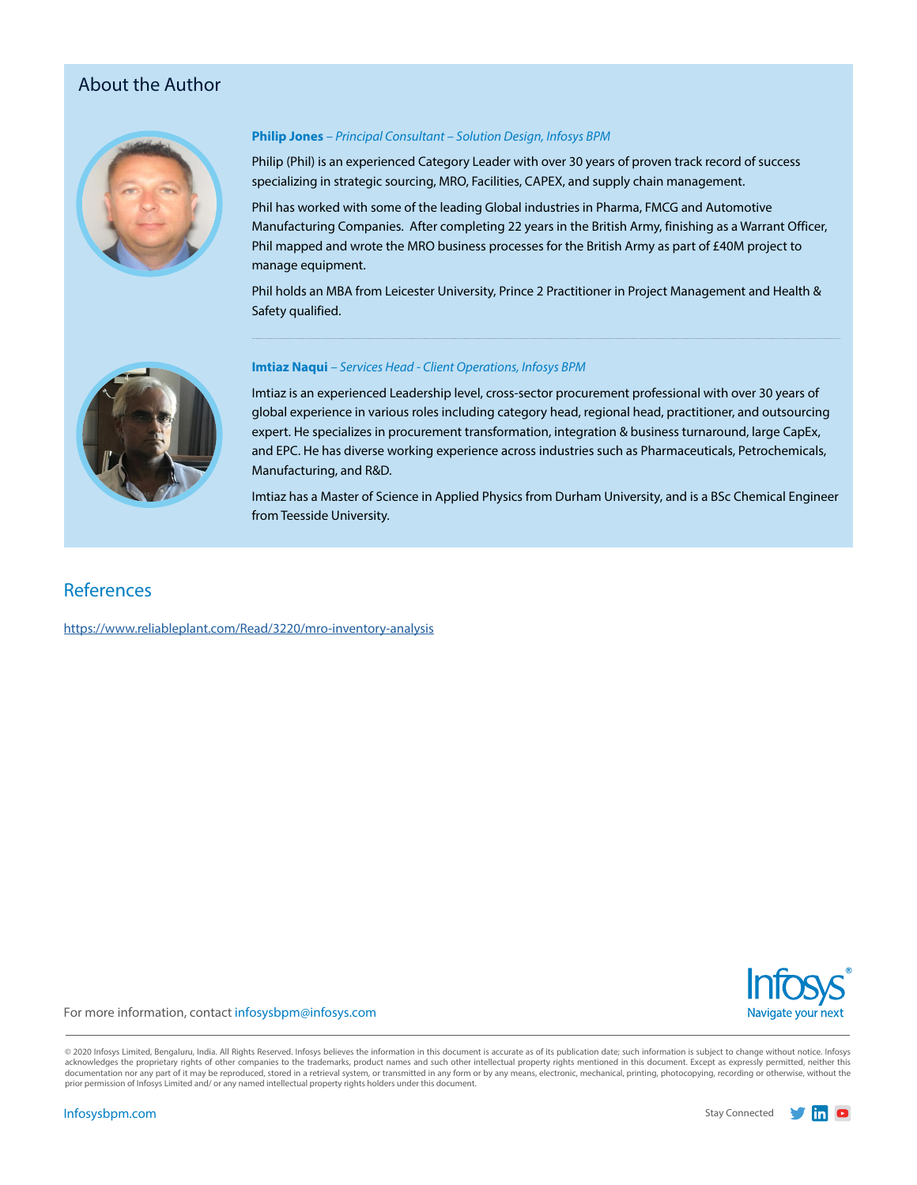## About the Author

**Philip Jones** – *Principal Consultant – Solution Design, Infosys BPM*

Philip (Phil) is an experienced Category Leader with over 30 years of proven track record of success specializing in strategic sourcing, MRO, Facilities, CAPEX, and supply chain management.

Phil has worked with some of the leading Global industries in Pharma, FMCG and Automotive Manufacturing Companies. After completing 22 years in the British Army, finishing as a Warrant Officer, Phil mapped and wrote the MRO business processes for the British Army as part of £40M project to manage equipment.

Phil holds an MBA from Leicester University, Prince 2 Practitioner in Project Management and Health & Safety qualified.

**Imtiaz Naqui** – *Services Head - Client Operations, Infosys BPM*

Imtiaz is an experienced Leadership level, cross-sector procurement professional with over 30 years of global experience in various roles including category head, regional head, practitioner, and outsourcing expert. He specializes in procurement transformation, integration & business turnaround, large CapEx, and EPC. He has diverse working experience across industries such as Pharmaceuticals, Petrochemicals, Manufacturing, and R&D.

Imtiaz has a Master of Science in Applied Physics from Durham University, and is a BSc Chemical Engineer from Teesside University.

## References

https://www.reliableplant.com/Read/3220/mro-inventory-analysis

For more information, contact infosysbpm@infosys.com

Infosys
Navigate your next

© 2020 Infosys Limited, Bengaluru, India. All Rights Reserved. Infosys believes the information in this document is accurate as of its publication date; such information is subject to change without notice. Infosys acknowledges the proprietary rights of other companies to the trademarks, product names and such other intellectual property rights mentioned in this document. Except as expressly permitted, neither this documentation nor any part of it may be reproduced, stored in a retrieval system, or transmitted in any form or by any means, electronic, mechanical, printing, photocopying, recording or otherwise, without the prior permission of Infosys Limited and/ or any named intellectual property rights holders under this document.

Infosysbpm.com

Stay Connected